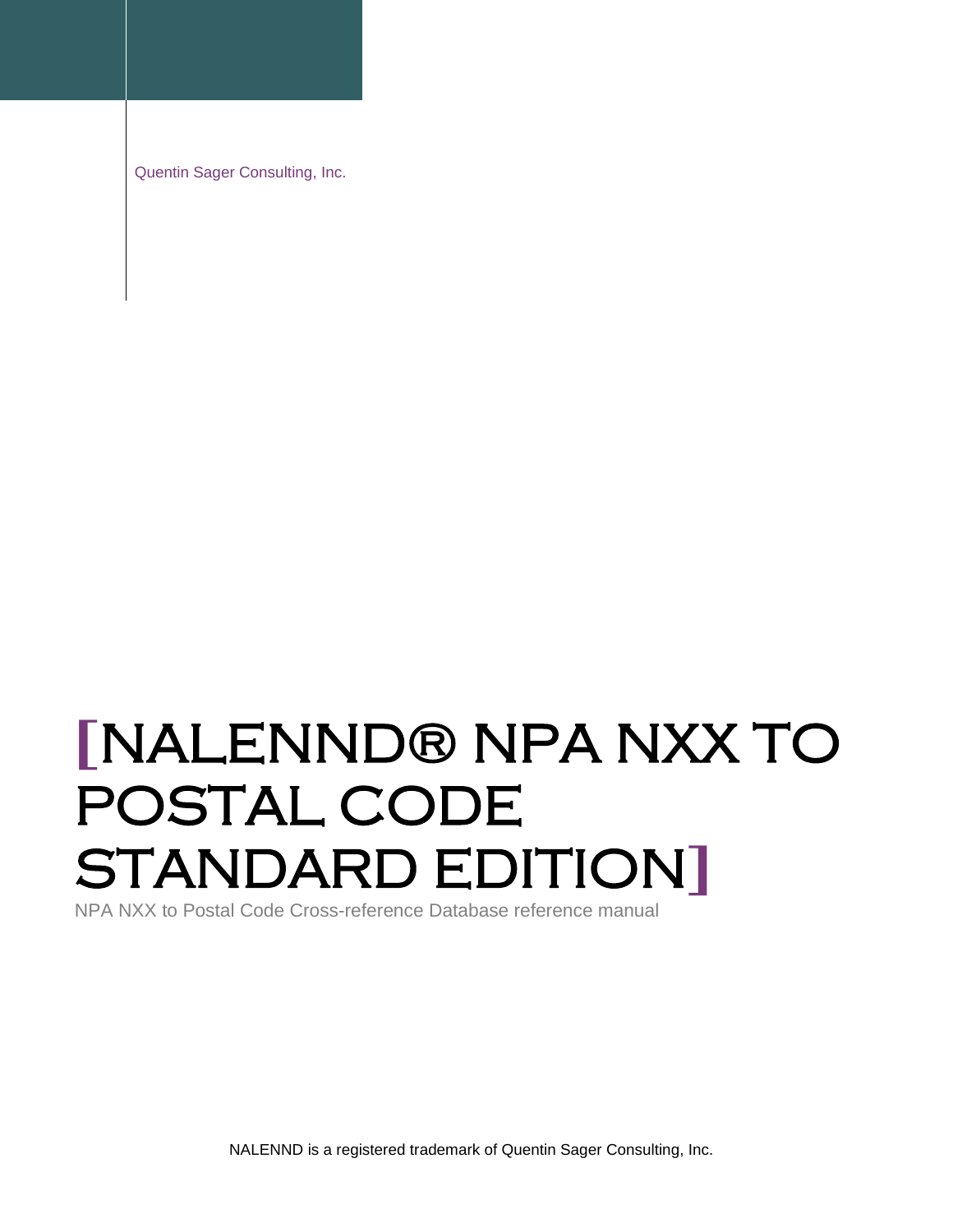Quentin Sager Consulting, Inc.

# [NALENND® NPA NXX TO POSTAL CODE STANDARD EDITION]

NPA NXX to Postal Code Cross-reference Database reference manual

NALENND is a registered trademark of Quentin Sager Consulting, Inc.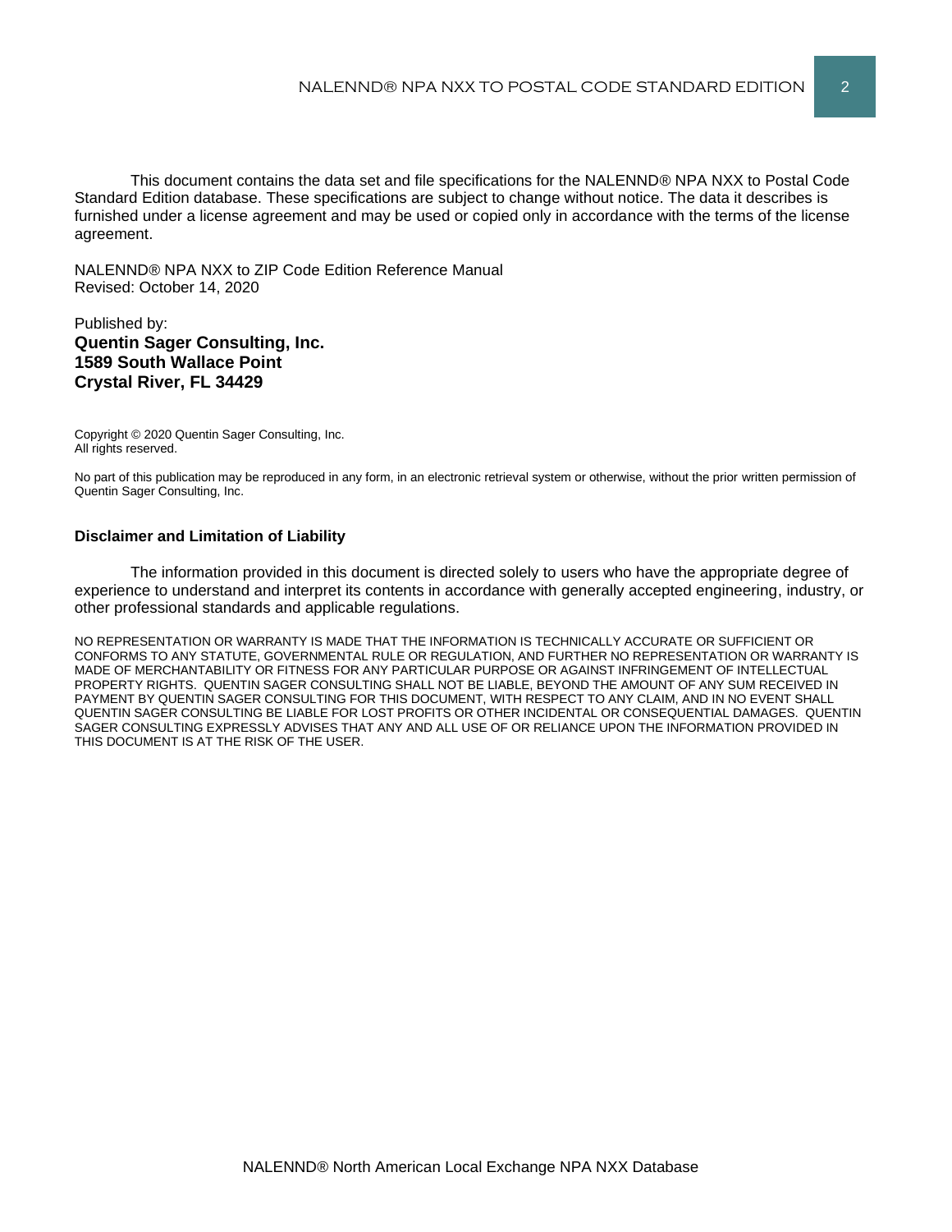This document contains the data set and file specifications for the NALENND® NPA NXX to Postal Code Standard Edition database. These specifications are subject to change without notice. The data it describes is furnished under a license agreement and may be used or copied only in accordance with the terms of the license agreement.

NALENND® NPA NXX to ZIP Code Edition Reference Manual
Revised: October 14, 2020

Published by:
**Quentin Sager Consulting, Inc.**
**1589 South Wallace Point**
**Crystal River, FL 34429**

Copyright © 2020 Quentin Sager Consulting, Inc.
All rights reserved.

No part of this publication may be reproduced in any form, in an electronic retrieval system or otherwise, without the prior written permission of Quentin Sager Consulting, Inc.

**Disclaimer and Limitation of Liability**

The information provided in this document is directed solely to users who have the appropriate degree of experience to understand and interpret its contents in accordance with generally accepted engineering, industry, or other professional standards and applicable regulations.

NO REPRESENTATION OR WARRANTY IS MADE THAT THE INFORMATION IS TECHNICALLY ACCURATE OR SUFFICIENT OR CONFORMS TO ANY STATUTE, GOVERNMENTAL RULE OR REGULATION, AND FURTHER NO REPRESENTATION OR WARRANTY IS MADE OF MERCHANTABILITY OR FITNESS FOR ANY PARTICULAR PURPOSE OR AGAINST INFRINGEMENT OF INTELLECTUAL PROPERTY RIGHTS. QUENTIN SAGER CONSULTING SHALL NOT BE LIABLE, BEYOND THE AMOUNT OF ANY SUM RECEIVED IN PAYMENT BY QUENTIN SAGER CONSULTING FOR THIS DOCUMENT, WITH RESPECT TO ANY CLAIM, AND IN NO EVENT SHALL QUENTIN SAGER CONSULTING BE LIABLE FOR LOST PROFITS OR OTHER INCIDENTAL OR CONSEQUENTIAL DAMAGES. QUENTIN SAGER CONSULTING EXPRESSLY ADVISES THAT ANY AND ALL USE OF OR RELIANCE UPON THE INFORMATION PROVIDED IN THIS DOCUMENT IS AT THE RISK OF THE USER.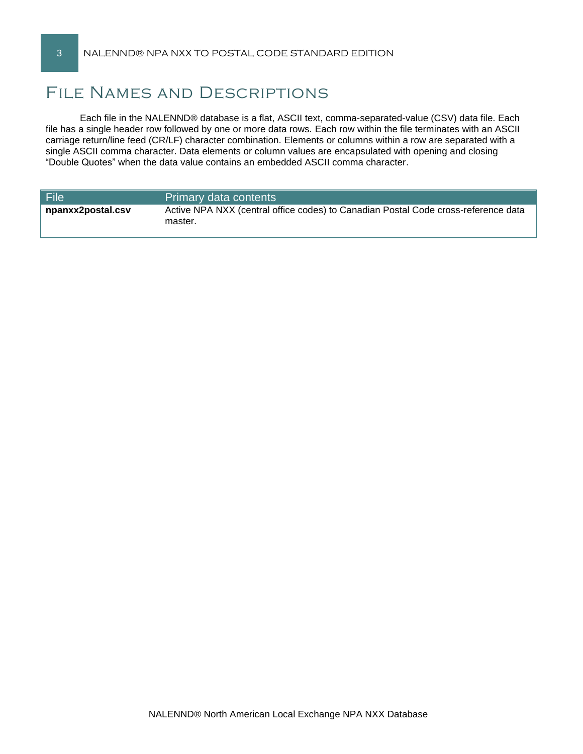# File Names and Descriptions

Each file in the NALENND® database is a flat, ASCII text, comma-separated-value (CSV) data file. Each file has a single header row followed by one or more data rows. Each row within the file terminates with an ASCII carriage return/line feed (CR/LF) character combination. Elements or columns within a row are separated with a single ASCII comma character. Data elements or column values are encapsulated with opening and closing “Double Quotes” when the data value contains an embedded ASCII comma character.

| File | Primary data contents |
| --- | --- |
| **npanxx2postal.csv** | Active NPA NXX (central office codes) to Canadian Postal Code cross-reference data master. |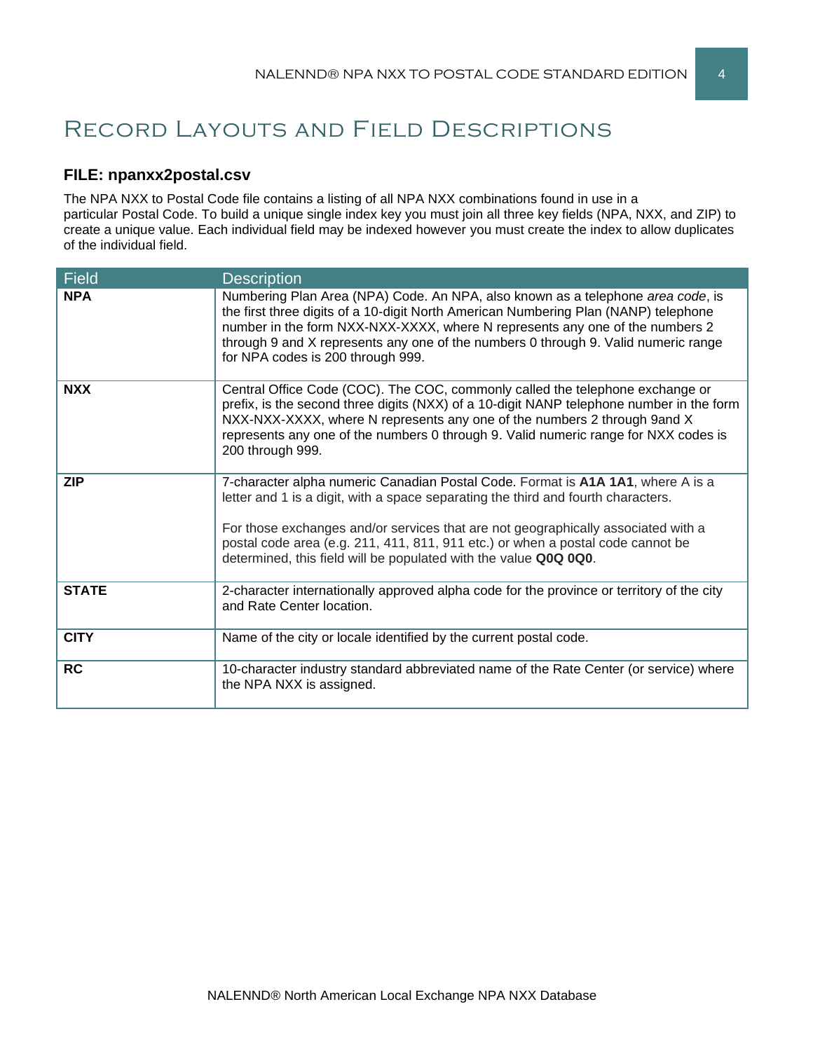# Record Layouts and Field Descriptions

### FILE: npanxx2postal.csv

The NPA NXX to Postal Code file contains a listing of all NPA NXX combinations found in use in a particular Postal Code. To build a unique single index key you must join all three key fields (NPA, NXX, and ZIP) to create a unique value. Each individual field may be indexed however you must create the index to allow duplicates of the individual field.

| Field | Description |
|---|---|
| **NPA** | Numbering Plan Area (NPA) Code. An NPA, also known as a telephone *area code*, is the first three digits of a 10-digit North American Numbering Plan (NANP) telephone number in the form NXX-NXX-XXXX, where N represents any one of the numbers 2 through 9 and X represents any one of the numbers 0 through 9. Valid numeric range for NPA codes is 200 through 999. |
| **NXX** | Central Office Code (COC). The COC, commonly called the telephone exchange or prefix, is the second three digits (NXX) of a 10-digit NANP telephone number in the form NXX-NXX-XXXX, where N represents any one of the numbers 2 through 9and X represents any one of the numbers 0 through 9. Valid numeric range for NXX codes is 200 through 999. |
| **ZIP** | 7-character alpha numeric Canadian Postal Code. Format is **A1A 1A1**, where A is a letter and 1 is a digit, with a space separating the third and fourth characters.<br><br>For those exchanges and/or services that are not geographically associated with a postal code area (e.g. 211, 411, 811, 911 etc.) or when a postal code cannot be determined, this field will be populated with the value **Q0Q 0Q0**. |
| **STATE** | 2-character internationally approved alpha code for the province or territory of the city and Rate Center location. |
| **CITY** | Name of the city or locale identified by the current postal code. |
| **RC** | 10-character industry standard abbreviated name of the Rate Center (or service) where the NPA NXX is assigned. |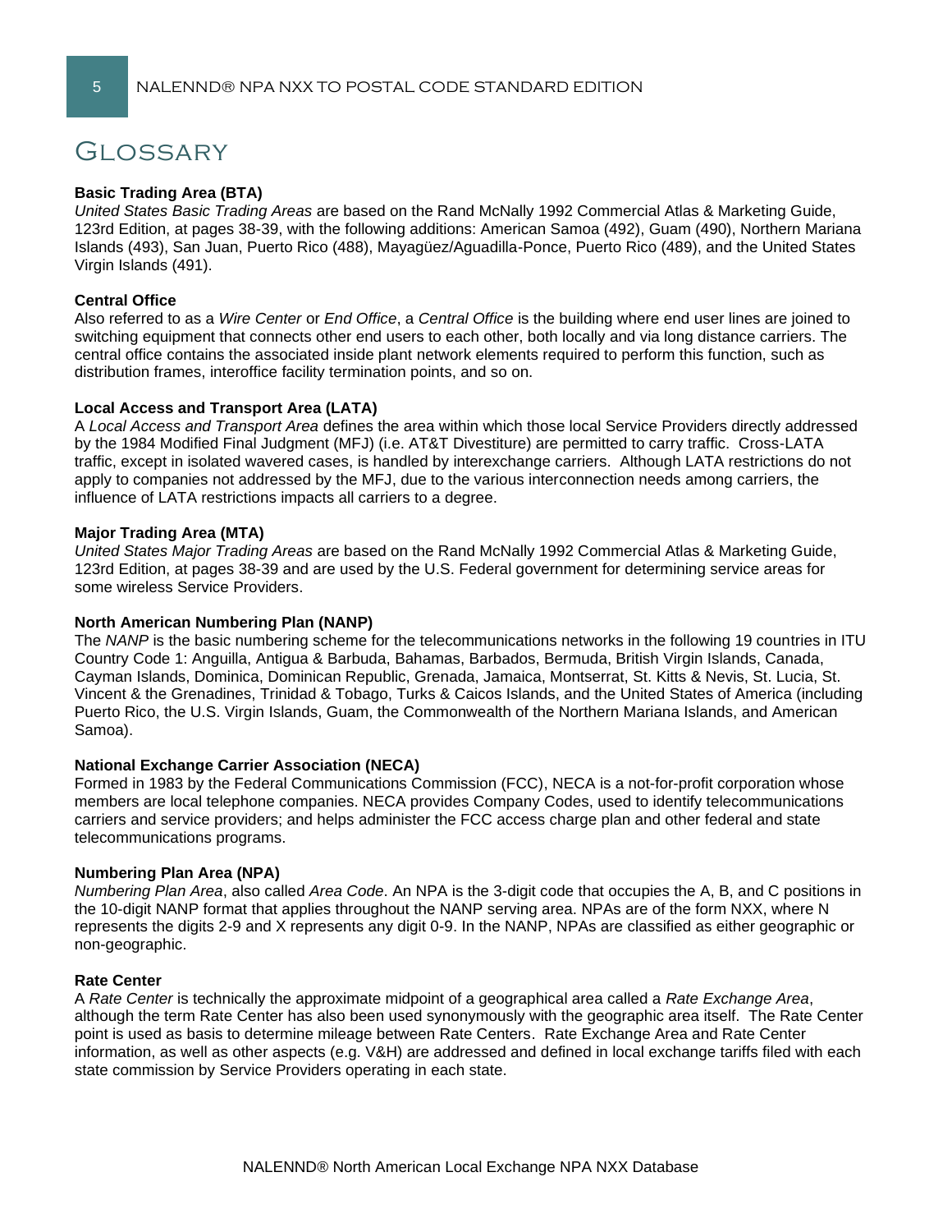# Glossary

**Basic Trading Area (BTA)**
*United States Basic Trading Areas* are based on the Rand McNally 1992 Commercial Atlas & Marketing Guide, 123rd Edition, at pages 38-39, with the following additions: American Samoa (492), Guam (490), Northern Mariana Islands (493), San Juan, Puerto Rico (488), Mayagüez/Aguadilla-Ponce, Puerto Rico (489), and the United States Virgin Islands (491).

**Central Office**
Also referred to as a *Wire Center* or *End Office*, a *Central Office* is the building where end user lines are joined to switching equipment that connects other end users to each other, both locally and via long distance carriers. The central office contains the associated inside plant network elements required to perform this function, such as distribution frames, interoffice facility termination points, and so on.

**Local Access and Transport Area (LATA)**
A *Local Access and Transport Area* defines the area within which those local Service Providers directly addressed by the 1984 Modified Final Judgment (MFJ) (i.e. AT&T Divestiture) are permitted to carry traffic. Cross-LATA traffic, except in isolated wavered cases, is handled by interexchange carriers. Although LATA restrictions do not apply to companies not addressed by the MFJ, due to the various interconnection needs among carriers, the influence of LATA restrictions impacts all carriers to a degree.

**Major Trading Area (MTA)**
*United States Major Trading Areas* are based on the Rand McNally 1992 Commercial Atlas & Marketing Guide, 123rd Edition, at pages 38-39 and are used by the U.S. Federal government for determining service areas for some wireless Service Providers.

**North American Numbering Plan (NANP)**
The *NANP* is the basic numbering scheme for the telecommunications networks in the following 19 countries in ITU Country Code 1: Anguilla, Antigua & Barbuda, Bahamas, Barbados, Bermuda, British Virgin Islands, Canada, Cayman Islands, Dominica, Dominican Republic, Grenada, Jamaica, Montserrat, St. Kitts & Nevis, St. Lucia, St. Vincent & the Grenadines, Trinidad & Tobago, Turks & Caicos Islands, and the United States of America (including Puerto Rico, the U.S. Virgin Islands, Guam, the Commonwealth of the Northern Mariana Islands, and American Samoa).

**National Exchange Carrier Association (NECA)**
Formed in 1983 by the Federal Communications Commission (FCC), NECA is a not-for-profit corporation whose members are local telephone companies. NECA provides Company Codes, used to identify telecommunications carriers and service providers; and helps administer the FCC access charge plan and other federal and state telecommunications programs.

**Numbering Plan Area (NPA)**
*Numbering Plan Area*, also called *Area Code*. An NPA is the 3-digit code that occupies the A, B, and C positions in the 10-digit NANP format that applies throughout the NANP serving area. NPAs are of the form NXX, where N represents the digits 2-9 and X represents any digit 0-9. In the NANP, NPAs are classified as either geographic or non-geographic.

**Rate Center**
A *Rate Center* is technically the approximate midpoint of a geographical area called a *Rate Exchange Area*, although the term Rate Center has also been used synonymously with the geographic area itself. The Rate Center point is used as basis to determine mileage between Rate Centers. Rate Exchange Area and Rate Center information, as well as other aspects (e.g. V&H) are addressed and defined in local exchange tariffs filed with each state commission by Service Providers operating in each state.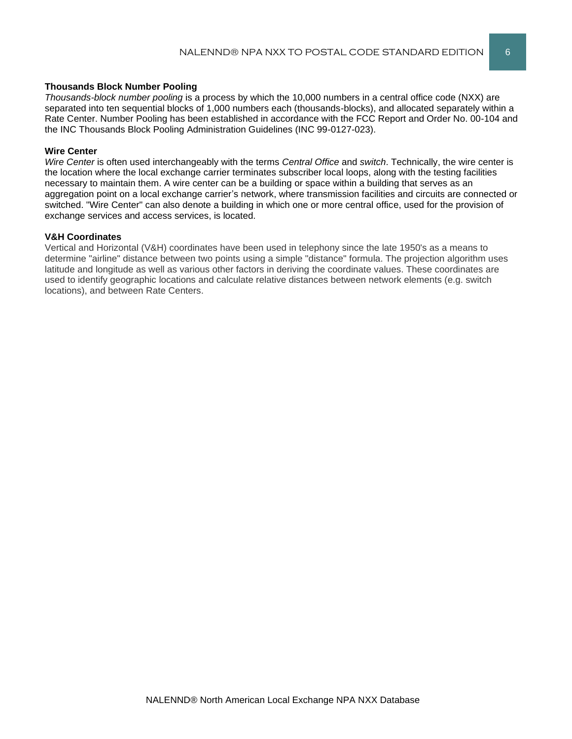**Thousands Block Number Pooling**

*Thousands-block number pooling* is a process by which the 10,000 numbers in a central office code (NXX) are separated into ten sequential blocks of 1,000 numbers each (thousands-blocks), and allocated separately within a Rate Center. Number Pooling has been established in accordance with the FCC Report and Order No. 00-104 and the INC Thousands Block Pooling Administration Guidelines (INC 99-0127-023).

**Wire Center**

*Wire Center* is often used interchangeably with the terms *Central Office* and *switch*. Technically, the wire center is the location where the local exchange carrier terminates subscriber local loops, along with the testing facilities necessary to maintain them. A wire center can be a building or space within a building that serves as an aggregation point on a local exchange carrier's network, where transmission facilities and circuits are connected or switched. "Wire Center" can also denote a building in which one or more central office, used for the provision of exchange services and access services, is located.

**V&H Coordinates**

Vertical and Horizontal (V&H) coordinates have been used in telephony since the late 1950's as a means to determine "airline" distance between two points using a simple "distance" formula. The projection algorithm uses latitude and longitude as well as various other factors in deriving the coordinate values. These coordinates are used to identify geographic locations and calculate relative distances between network elements (e.g. switch locations), and between Rate Centers.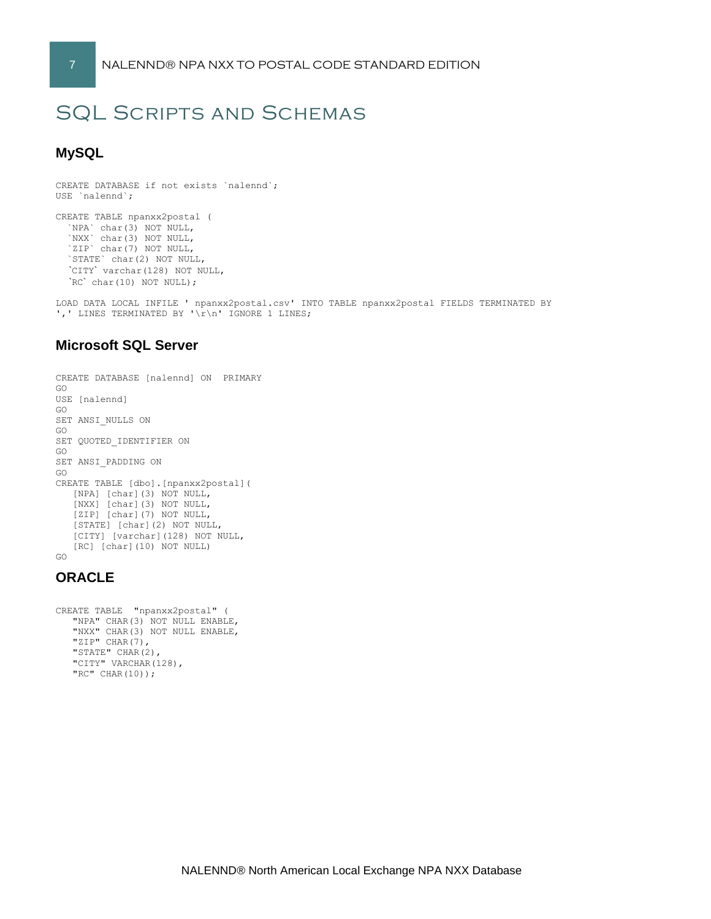# SQL Scripts and Schemas

## MySQL

```
CREATE DATABASE if not exists `nalennd`;
USE `nalennd`;

CREATE TABLE npanxx2postal (
  `NPA` char(3) NOT NULL,
  `NXX` char(3) NOT NULL,
  `ZIP` char(7) NOT NULL,
  `STATE` char(2) NOT NULL,
  `CITY` varchar(128) NOT NULL,
  `RC` char(10) NOT NULL);

LOAD DATA LOCAL INFILE ' npanxx2postal.csv' INTO TABLE npanxx2postal FIELDS TERMINATED BY
',' LINES TERMINATED BY '\r\n' IGNORE 1 LINES;
```

## Microsoft SQL Server

```
CREATE DATABASE [nalennd] ON  PRIMARY
GO
USE [nalennd]
GO
SET ANSI_NULLS ON
GO
SET QUOTED_IDENTIFIER ON
GO
SET ANSI_PADDING ON
GO
CREATE TABLE [dbo].[npanxx2postal](
   [NPA] [char](3) NOT NULL,
   [NXX] [char](3) NOT NULL,
   [ZIP] [char](7) NOT NULL,
   [STATE] [char](2) NOT NULL,
   [CITY] [varchar](128) NOT NULL,
   [RC] [char](10) NOT NULL)
GO
```

## ORACLE

```
CREATE TABLE  "npanxx2postal" (
   "NPA" CHAR(3) NOT NULL ENABLE,
   "NXX" CHAR(3) NOT NULL ENABLE,
   "ZIP" CHAR(7),
   "STATE" CHAR(2),
   "CITY" VARCHAR(128),
   "RC" CHAR(10));
```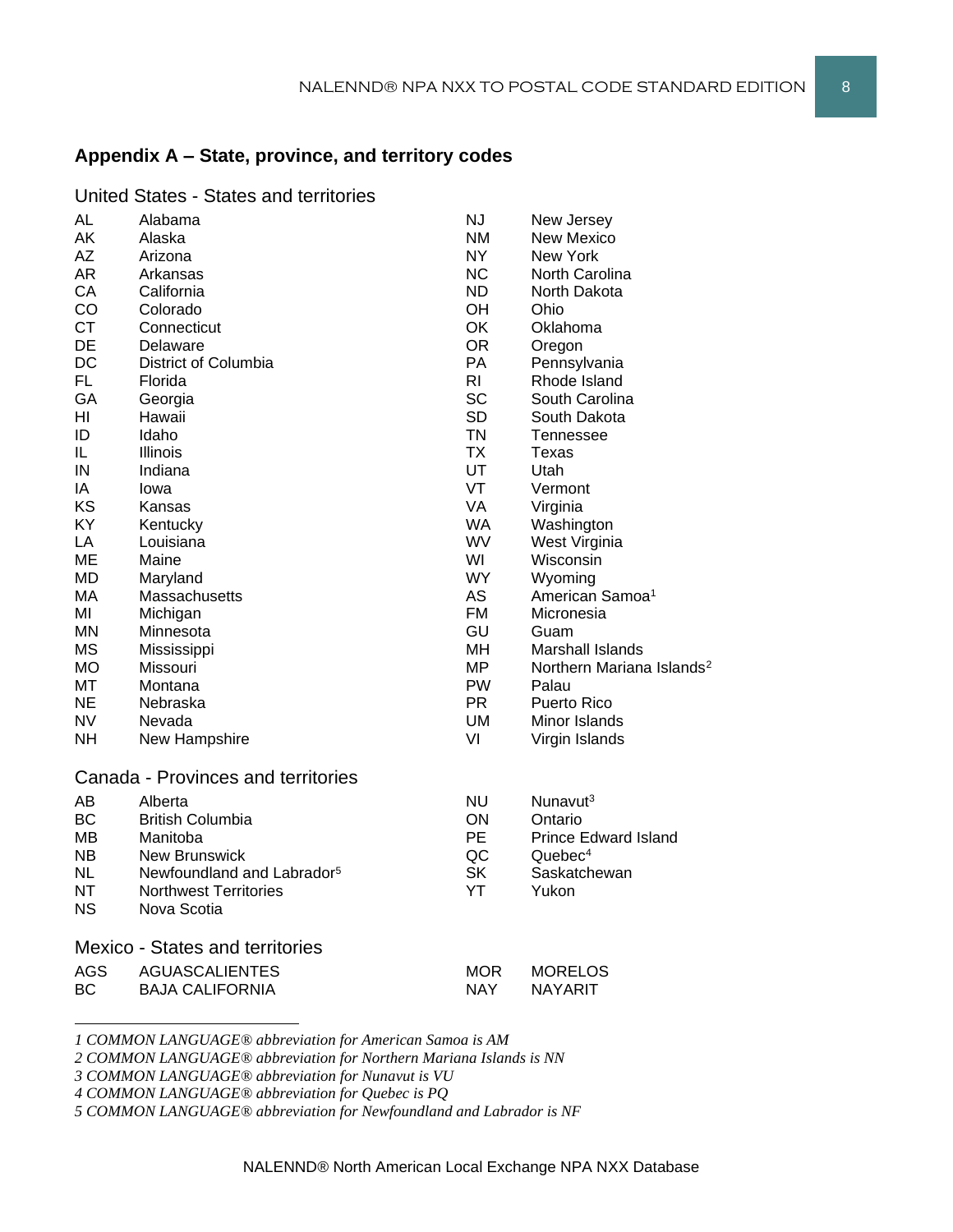## Appendix A – State, province, and territory codes

### United States - States and territories

| | | | |
|---|---|---|---|
| AL | Alabama | NJ | New Jersey |
| AK | Alaska | NM | New Mexico |
| AZ | Arizona | NY | New York |
| AR | Arkansas | NC | North Carolina |
| CA | California | ND | North Dakota |
| CO | Colorado | OH | Ohio |
| CT | Connecticut | OK | Oklahoma |
| DE | Delaware | OR | Oregon |
| DC | District of Columbia | PA | Pennsylvania |
| FL | Florida | RI | Rhode Island |
| GA | Georgia | SC | South Carolina |
| HI | Hawaii | SD | South Dakota |
| ID | Idaho | TN | Tennessee |
| IL | Illinois | TX | Texas |
| IN | Indiana | UT | Utah |
| IA | Iowa | VT | Vermont |
| KS | Kansas | VA | Virginia |
| KY | Kentucky | WA | Washington |
| LA | Louisiana | WV | West Virginia |
| ME | Maine | WI | Wisconsin |
| MD | Maryland | WY | Wyoming |
| MA | Massachusetts | AS | American Samoa[1] |
| MI | Michigan | FM | Micronesia |
| MN | Minnesota | GU | Guam |
| MS | Mississippi | MH | Marshall Islands |
| MO | Missouri | MP | Northern Mariana Islands[2] |
| MT | Montana | PW | Palau |
| NE | Nebraska | PR | Puerto Rico |
| NV | Nevada | UM | Minor Islands |
| NH | New Hampshire | VI | Virgin Islands |

### Canada - Provinces and territories

| | | | |
|---|---|---|---|
| AB | Alberta | NU | Nunavut[3] |
| BC | British Columbia | ON | Ontario |
| MB | Manitoba | PE | Prince Edward Island |
| NB | New Brunswick | QC | Quebec[4] |
| NL | Newfoundland and Labrador[5] | SK | Saskatchewan |
| NT | Northwest Territories | YT | Yukon |
| NS | Nova Scotia | | |

### Mexico - States and territories

| | | | |
|---|---|---|---|
| AGS | AGUASCALIENTES | MOR | MORELOS |
| BC | BAJA CALIFORNIA | NAY | NAYARIT |

*1 COMMON LANGUAGE® abbreviation for American Samoa is AM*

*2 COMMON LANGUAGE® abbreviation for Northern Mariana Islands is NN*

*3 COMMON LANGUAGE® abbreviation for Nunavut is VU*

*4 COMMON LANGUAGE® abbreviation for Quebec is PQ*

*5 COMMON LANGUAGE® abbreviation for Newfoundland and Labrador is NF*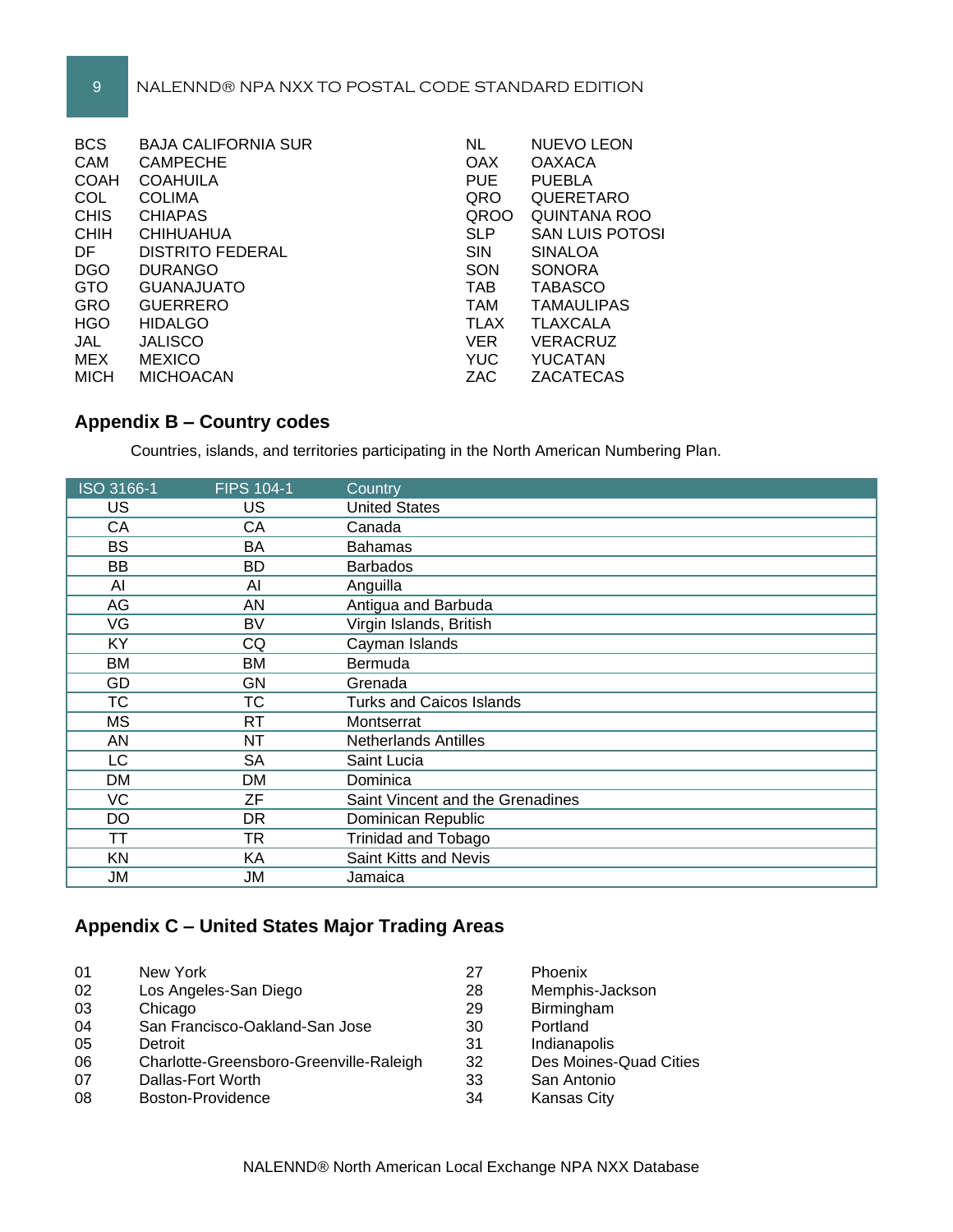| | | | |
|---|---|---|---|
| BCS | BAJA CALIFORNIA SUR | NL | NUEVO LEON |
| CAM | CAMPECHE | OAX | OAXACA |
| COAH | COAHUILA | PUE | PUEBLA |
| COL | COLIMA | QRO | QUERETARO |
| CHIS | CHIAPAS | QROO | QUINTANA ROO |
| CHIH | CHIHUAHUA | SLP | SAN LUIS POTOSI |
| DF | DISTRITO FEDERAL | SIN | SINALOA |
| DGO | DURANGO | SON | SONORA |
| GTO | GUANAJUATO | TAB | TABASCO |
| GRO | GUERRERO | TAM | TAMAULIPAS |
| HGO | HIDALGO | TLAX | TLAXCALA |
| JAL | JALISCO | VER | VERACRUZ |
| MEX | MEXICO | YUC | YUCATAN |
| MICH | MICHOACAN | ZAC | ZACATECAS |

## Appendix B – Country codes

Countries, islands, and territories participating in the North American Numbering Plan.

| ISO 3166-1 | FIPS 104-1 | Country |
|---|---|---|
| US | US | United States |
| CA | CA | Canada |
| BS | BA | Bahamas |
| BB | BD | Barbados |
| AI | AI | Anguilla |
| AG | AN | Antigua and Barbuda |
| VG | BV | Virgin Islands, British |
| KY | CQ | Cayman Islands |
| BM | BM | Bermuda |
| GD | GN | Grenada |
| TC | TC | Turks and Caicos Islands |
| MS | RT | Montserrat |
| AN | NT | Netherlands Antilles |
| LC | SA | Saint Lucia |
| DM | DM | Dominica |
| VC | ZF | Saint Vincent and the Grenadines |
| DO | DR | Dominican Republic |
| TT | TR | Trinidad and Tobago |
| KN | KA | Saint Kitts and Nevis |
| JM | JM | Jamaica |

## Appendix C – United States Major Trading Areas

| | | | |
|---|---|---|---|
| 01 | New York | 27 | Phoenix |
| 02 | Los Angeles-San Diego | 28 | Memphis-Jackson |
| 03 | Chicago | 29 | Birmingham |
| 04 | San Francisco-Oakland-San Jose | 30 | Portland |
| 05 | Detroit | 31 | Indianapolis |
| 06 | Charlotte-Greensboro-Greenville-Raleigh | 32 | Des Moines-Quad Cities |
| 07 | Dallas-Fort Worth | 33 | San Antonio |
| 08 | Boston-Providence | 34 | Kansas City |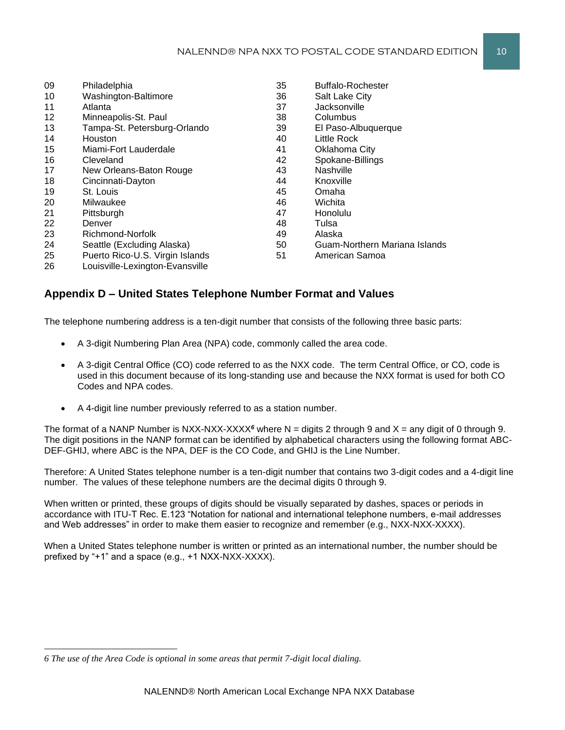| | |
|---|---|
| 09 | Philadelphia |
| 10 | Washington-Baltimore |
| 11 | Atlanta |
| 12 | Minneapolis-St. Paul |
| 13 | Tampa-St. Petersburg-Orlando |
| 14 | Houston |
| 15 | Miami-Fort Lauderdale |
| 16 | Cleveland |
| 17 | New Orleans-Baton Rouge |
| 18 | Cincinnati-Dayton |
| 19 | St. Louis |
| 20 | Milwaukee |
| 21 | Pittsburgh |
| 22 | Denver |
| 23 | Richmond-Norfolk |
| 24 | Seattle (Excluding Alaska) |
| 25 | Puerto Rico-U.S. Virgin Islands |
| 26 | Louisville-Lexington-Evansville |
| 35 | Buffalo-Rochester |
| 36 | Salt Lake City |
| 37 | Jacksonville |
| 38 | Columbus |
| 39 | El Paso-Albuquerque |
| 40 | Little Rock |
| 41 | Oklahoma City |
| 42 | Spokane-Billings |
| 43 | Nashville |
| 44 | Knoxville |
| 45 | Omaha |
| 46 | Wichita |
| 47 | Honolulu |
| 48 | Tulsa |
| 49 | Alaska |
| 50 | Guam-Northern Mariana Islands |
| 51 | American Samoa |

## Appendix D – United States Telephone Number Format and Values

The telephone numbering address is a ten-digit number that consists of the following three basic parts:

- A 3-digit Numbering Plan Area (NPA) code, commonly called the area code.
- A 3-digit Central Office (CO) code referred to as the NXX code. The term Central Office, or CO, code is used in this document because of its long-standing use and because the NXX format is used for both CO Codes and NPA codes.
- A 4-digit line number previously referred to as a station number.

The format of a NANP Number is NXX-NXX-XXXX[6] where N = digits 2 through 9 and X = any digit of 0 through 9. The digit positions in the NANP format can be identified by alphabetical characters using the following format ABC-DEF-GHIJ, where ABC is the NPA, DEF is the CO Code, and GHIJ is the Line Number.

Therefore: A United States telephone number is a ten-digit number that contains two 3-digit codes and a 4-digit line number. The values of these telephone numbers are the decimal digits 0 through 9.

When written or printed, these groups of digits should be visually separated by dashes, spaces or periods in accordance with ITU-T Rec. E.123 “Notation for national and international telephone numbers, e-mail addresses and Web addresses” in order to make them easier to recognize and remember (e.g., NXX-NXX-XXXX).

When a United States telephone number is written or printed as an international number, the number should be prefixed by “+1” and a space (e.g., +1 NXX-NXX-XXXX).

---

*6 The use of the Area Code is optional in some areas that permit 7-digit local dialing.*